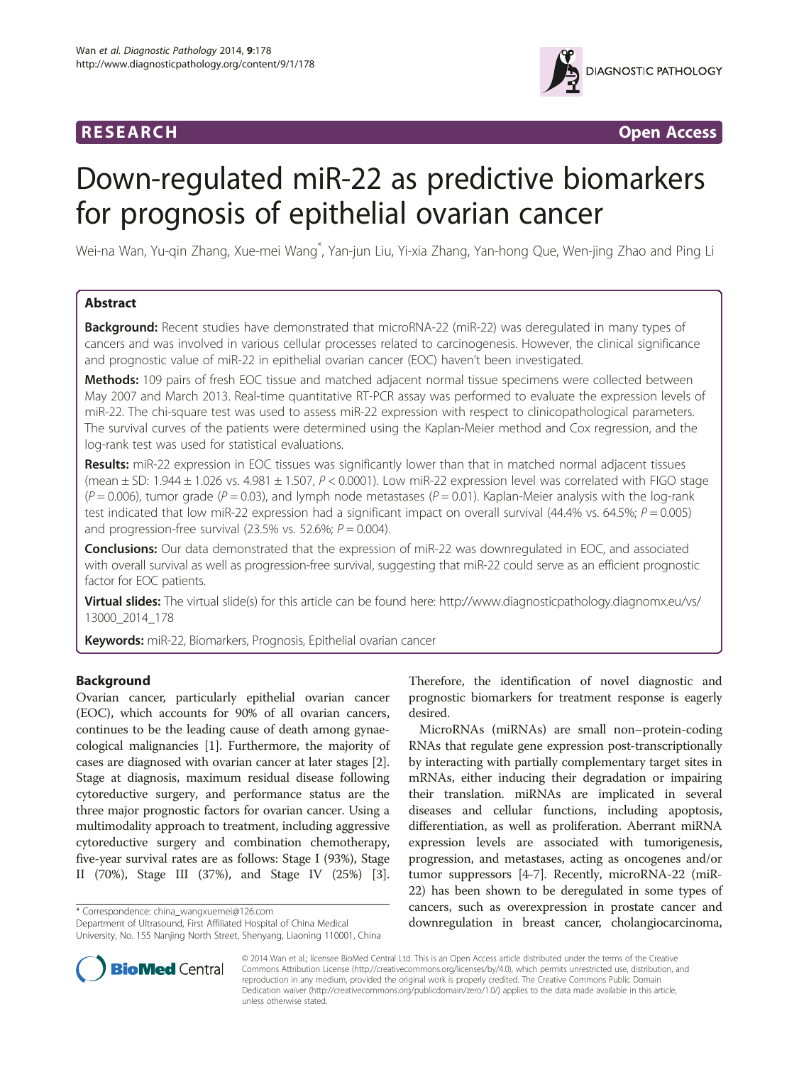# RESEARCH Open Access

# Down-regulated miR-22 as predictive biomarkers for prognosis of epithelial ovarian cancer

Wei-na Wan, Yu-qin Zhang, Xue-mei Wang*, Yan-jun Liu, Yi-xia Zhang, Yan-hong Que, Wen-jing Zhao and Ping Li

## Abstract

**Background:** Recent studies have demonstrated that microRNA-22 (miR-22) was deregulated in many types of cancers and was involved in various cellular processes related to carcinogenesis. However, the clinical significance and prognostic value of miR-22 in epithelial ovarian cancer (EOC) haven't been investigated.

**Methods:** 109 pairs of fresh EOC tissue and matched adjacent normal tissue specimens were collected between May 2007 and March 2013. Real-time quantitative RT-PCR assay was performed to evaluate the expression levels of miR-22. The chi-square test was used to assess miR-22 expression with respect to clinicopathological parameters. The survival curves of the patients were determined using the Kaplan-Meier method and Cox regression, and the log-rank test was used for statistical evaluations.

**Results:** miR-22 expression in EOC tissues was significantly lower than that in matched normal adjacent tissues (mean ± SD: 1.944 ± 1.026 vs. 4.981 ± 1.507, $P < 0.0001$). Low miR-22 expression level was correlated with FIGO stage ($P = 0.006$), tumor grade ($P = 0.03$), and lymph node metastases ($P = 0.01$). Kaplan-Meier analysis with the log-rank test indicated that low miR-22 expression had a significant impact on overall survival (44.4% vs. 64.5%; $P = 0.005$) and progression-free survival (23.5% vs. 52.6%; $P = 0.004$).

**Conclusions:** Our data demonstrated that the expression of miR-22 was downregulated in EOC, and associated with overall survival as well as progression-free survival, suggesting that miR-22 could serve as an efficient prognostic factor for EOC patients.

**Virtual slides:** The virtual slide(s) for this article can be found here: http://www.diagnosticpathology.diagnomx.eu/vs/13000_2014_178

**Keywords:** miR-22, Biomarkers, Prognosis, Epithelial ovarian cancer

## Background

Ovarian cancer, particularly epithelial ovarian cancer (EOC), which accounts for 90% of all ovarian cancers, continues to be the leading cause of death among gynaecological malignancies [1]. Furthermore, the majority of cases are diagnosed with ovarian cancer at later stages [2]. Stage at diagnosis, maximum residual disease following cytoreductive surgery, and performance status are the three major prognostic factors for ovarian cancer. Using a multimodality approach to treatment, including aggressive cytoreductive surgery and combination chemotherapy, five-year survival rates are as follows: Stage I (93%), Stage II (70%), Stage III (37%), and Stage IV (25%) [3]. Therefore, the identification of novel diagnostic and prognostic biomarkers for treatment response is eagerly desired.

MicroRNAs (miRNAs) are small non–protein-coding RNAs that regulate gene expression post-transcriptionally by interacting with partially complementary target sites in mRNAs, either inducing their degradation or impairing their translation. miRNAs are implicated in several diseases and cellular functions, including apoptosis, differentiation, as well as proliferation. Aberrant miRNA expression levels are associated with tumorigenesis, progression, and metastases, acting as oncogenes and/or tumor suppressors [4-7]. Recently, microRNA-22 (miR-22) has been shown to be deregulated in some types of cancers, such as overexpression in prostate cancer and downregulation in breast cancer, cholangiocarcinoma,

\* Correspondence: china_wangxuemei@126.com
Department of Ultrasound, First Affiliated Hospital of China Medical University, No. 155 Nanjing North Street, Shenyang, Liaoning 110001, China

© 2014 Wan et al.; licensee BioMed Central Ltd. This is an Open Access article distributed under the terms of the Creative Commons Attribution License (http://creativecommons.org/licenses/by/4.0), which permits unrestricted use, distribution, and reproduction in any medium, provided the original work is properly credited. The Creative Commons Public Domain Dedication waiver (http://creativecommons.org/publicdomain/zero/1.0/) applies to the data made available in this article, unless otherwise stated.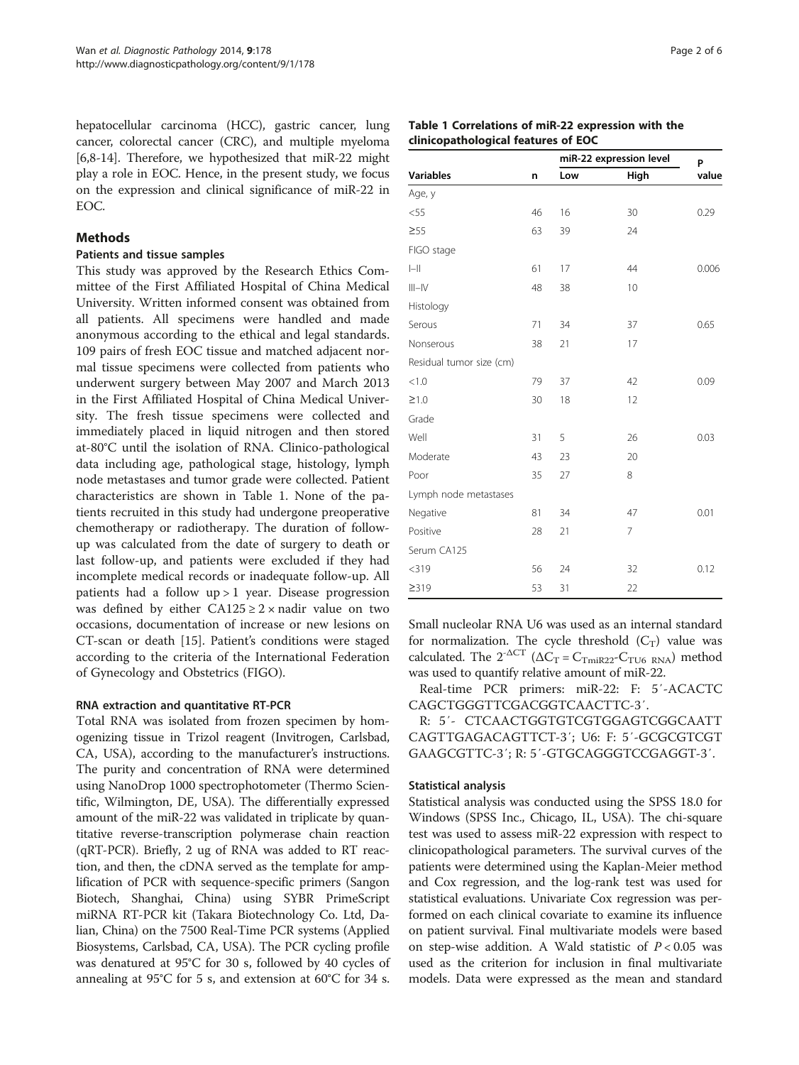hepatocellular carcinoma (HCC), gastric cancer, lung cancer, colorectal cancer (CRC), and multiple myeloma [6,8-14]. Therefore, we hypothesized that miR-22 might play a role in EOC. Hence, in the present study, we focus on the expression and clinical significance of miR-22 in EOC.

## Methods

### Patients and tissue samples

This study was approved by the Research Ethics Committee of the First Affiliated Hospital of China Medical University. Written informed consent was obtained from all patients. All specimens were handled and made anonymous according to the ethical and legal standards. 109 pairs of fresh EOC tissue and matched adjacent normal tissue specimens were collected from patients who underwent surgery between May 2007 and March 2013 in the First Affiliated Hospital of China Medical University. The fresh tissue specimens were collected and immediately placed in liquid nitrogen and then stored at-80°C until the isolation of RNA. Clinico-pathological data including age, pathological stage, histology, lymph node metastases and tumor grade were collected. Patient characteristics are shown in Table 1. None of the patients recruited in this study had undergone preoperative chemotherapy or radiotherapy. The duration of follow-up was calculated from the date of surgery to death or last follow-up, and patients were excluded if they had incomplete medical records or inadequate follow-up. All patients had a follow up > 1 year. Disease progression was defined by either CA125 ≥ 2 × nadir value on two occasions, documentation of increase or new lesions on CT-scan or death [15]. Patient's conditions were staged according to the criteria of the International Federation of Gynecology and Obstetrics (FIGO).

### RNA extraction and quantitative RT-PCR

Total RNA was isolated from frozen specimen by homogenizing tissue in Trizol reagent (Invitrogen, Carlsbad, CA, USA), according to the manufacturer's instructions. The purity and concentration of RNA were determined using NanoDrop 1000 spectrophotometer (Thermo Scientific, Wilmington, DE, USA). The differentially expressed amount of the miR-22 was validated in triplicate by quantitative reverse-transcription polymerase chain reaction (qRT-PCR). Briefly, 2 ug of RNA was added to RT reaction, and then, the cDNA served as the template for amplification of PCR with sequence-specific primers (Sangon Biotech, Shanghai, China) using SYBR PrimeScript miRNA RT-PCR kit (Takara Biotechnology Co. Ltd, Dalian, China) on the 7500 Real-Time PCR systems (Applied Biosystems, Carlsbad, CA, USA). The PCR cycling profile was denatured at 95°C for 30 s, followed by 40 cycles of annealing at 95°C for 5 s, and extension at 60°C for 34 s.

**Table 1 Correlations of miR-22 expression with the clinicopathological features of EOC**

| Variables | n | miR-22 expression level | | P value |
|---|---|---|---|---|
| | | Low | High | |
| Age, y | | | | |
| <55 | 46 | 16 | 30 | 0.29 |
| ≥55 | 63 | 39 | 24 | |
| FIGO stage | | | | |
| I–II | 61 | 17 | 44 | 0.006 |
| III–IV | 48 | 38 | 10 | |
| Histology | | | | |
| Serous | 71 | 34 | 37 | 0.65 |
| Nonserous | 38 | 21 | 17 | |
| Residual tumor size (cm) | | | | |
| <1.0 | 79 | 37 | 42 | 0.09 |
| ≥1.0 | 30 | 18 | 12 | |
| Grade | | | | |
| Well | 31 | 5 | 26 | 0.03 |
| Moderate | 43 | 23 | 20 | |
| Poor | 35 | 27 | 8 | |
| Lymph node metastases | | | | |
| Negative | 81 | 34 | 47 | 0.01 |
| Positive | 28 | 21 | 7 | |
| Serum CA125 | | | | |
| <319 | 56 | 24 | 32 | 0.12 |
| ≥319 | 53 | 31 | 22 | |

Small nucleolar RNA U6 was used as an internal standard for normalization. The cycle threshold ($C_T$) value was calculated. The $2^{-\Delta CT}$ ($\Delta C_T = C_{TmiR22}$-$C_{TU6\ RNA}$) method was used to quantify relative amount of miR-22.

Real-time PCR primers: miR-22: F: 5′-ACACTC CAGCTGGGTTCGACGGTCAACTTC-3′.

R: 5′- CTCAACTGGTGTCGTGGAGTCGGCAATT CAGTTGAGACAGTTCT-3′; U6: F: 5′-GCGCGTCGT GAAGCGTTC-3′; R: 5′-GTGCAGGGTCCGAGGT-3′.

### Statistical analysis

Statistical analysis was conducted using the SPSS 18.0 for Windows (SPSS Inc., Chicago, IL, USA). The chi-square test was used to assess miR-22 expression with respect to clinicopathological parameters. The survival curves of the patients were determined using the Kaplan-Meier method and Cox regression, and the log-rank test was used for statistical evaluations. Univariate Cox regression was performed on each clinical covariate to examine its influence on patient survival. Final multivariate models were based on step-wise addition. A Wald statistic of $P < 0.05$ was used as the criterion for inclusion in final multivariate models. Data were expressed as the mean and standard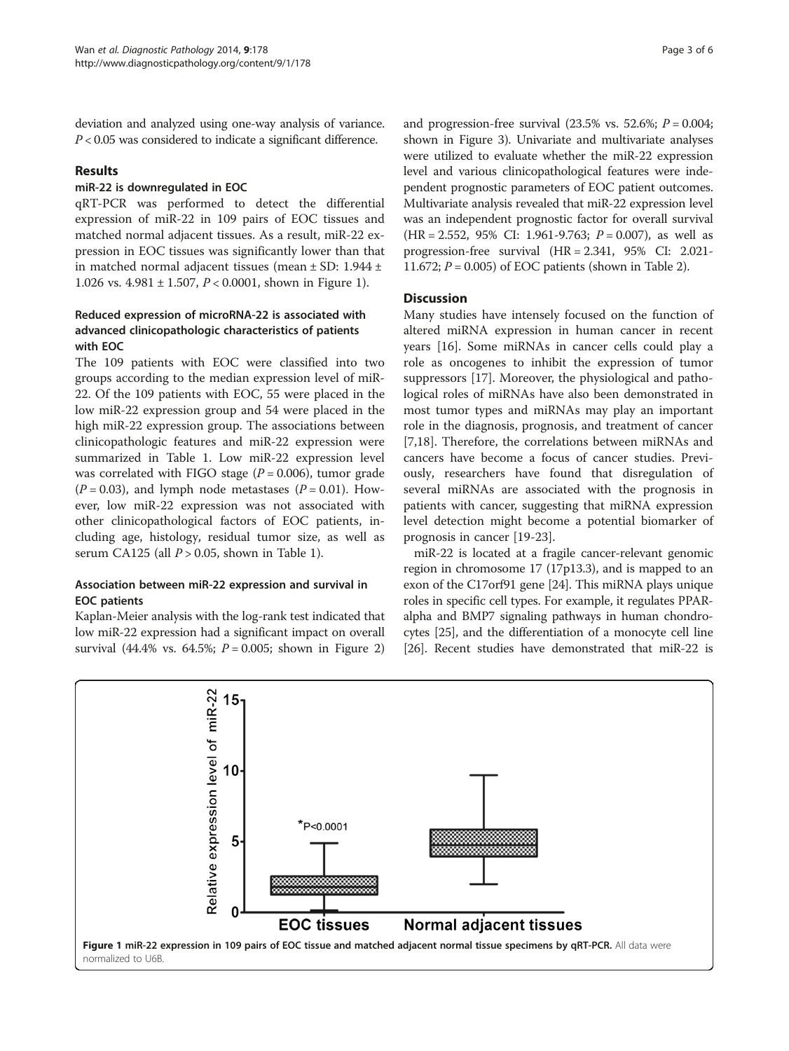deviation and analyzed using one-way analysis of variance. $P < 0.05$ was considered to indicate a significant difference.

## Results

### miR-22 is downregulated in EOC

qRT-PCR was performed to detect the differential expression of miR-22 in 109 pairs of EOC tissues and matched normal adjacent tissues. As a result, miR-22 expression in EOC tissues was significantly lower than that in matched normal adjacent tissues (mean ± SD: 1.944 ± 1.026 vs. 4.981 ± 1.507, $P < 0.0001$, shown in Figure 1).

### Reduced expression of microRNA-22 is associated with advanced clinicopathologic characteristics of patients with EOC

The 109 patients with EOC were classified into two groups according to the median expression level of miR-22. Of the 109 patients with EOC, 55 were placed in the low miR-22 expression group and 54 were placed in the high miR-22 expression group. The associations between clinicopathologic features and miR-22 expression were summarized in Table 1. Low miR-22 expression level was correlated with FIGO stage ($P = 0.006$), tumor grade ($P = 0.03$), and lymph node metastases ($P = 0.01$). However, low miR-22 expression was not associated with other clinicopathological factors of EOC patients, including age, histology, residual tumor size, as well as serum CA125 (all $P > 0.05$, shown in Table 1).

### Association between miR-22 expression and survival in EOC patients

Kaplan-Meier analysis with the log-rank test indicated that low miR-22 expression had a significant impact on overall survival (44.4% vs. 64.5%; $P = 0.005$; shown in Figure 2) and progression-free survival (23.5% vs. 52.6%; $P = 0.004$; shown in Figure 3). Univariate and multivariate analyses were utilized to evaluate whether the miR-22 expression level and various clinicopathological features were independent prognostic parameters of EOC patient outcomes. Multivariate analysis revealed that miR-22 expression level was an independent prognostic factor for overall survival (HR = 2.552, 95% CI: 1.961-9.763; $P = 0.007$), as well as progression-free survival (HR = 2.341, 95% CI: 2.021-11.672; $P = 0.005$) of EOC patients (shown in Table 2).

## Discussion

Many studies have intensely focused on the function of altered miRNA expression in human cancer in recent years [16]. Some miRNAs in cancer cells could play a role as oncogenes to inhibit the expression of tumor suppressors [17]. Moreover, the physiological and pathological roles of miRNAs have also been demonstrated in most tumor types and miRNAs may play an important role in the diagnosis, prognosis, and treatment of cancer [7,18]. Therefore, the correlations between miRNAs and cancers have become a focus of cancer studies. Previously, researchers have found that disregulation of several miRNAs are associated with the prognosis in patients with cancer, suggesting that miRNA expression level detection might become a potential biomarker of prognosis in cancer [19-23].

miR-22 is located at a fragile cancer-relevant genomic region in chromosome 17 (17p13.3), and is mapped to an exon of the C17orf91 gene [24]. This miRNA plays unique roles in specific cell types. For example, it regulates PPAR-alpha and BMP7 signaling pathways in human chondrocytes [25], and the differentiation of a monocyte cell line [26]. Recent studies have demonstrated that miR-22 is

**Figure 1 miR-22 expression in 109 pairs of EOC tissue and matched adjacent normal tissue specimens by qRT-PCR.** All data were normalized to U6B.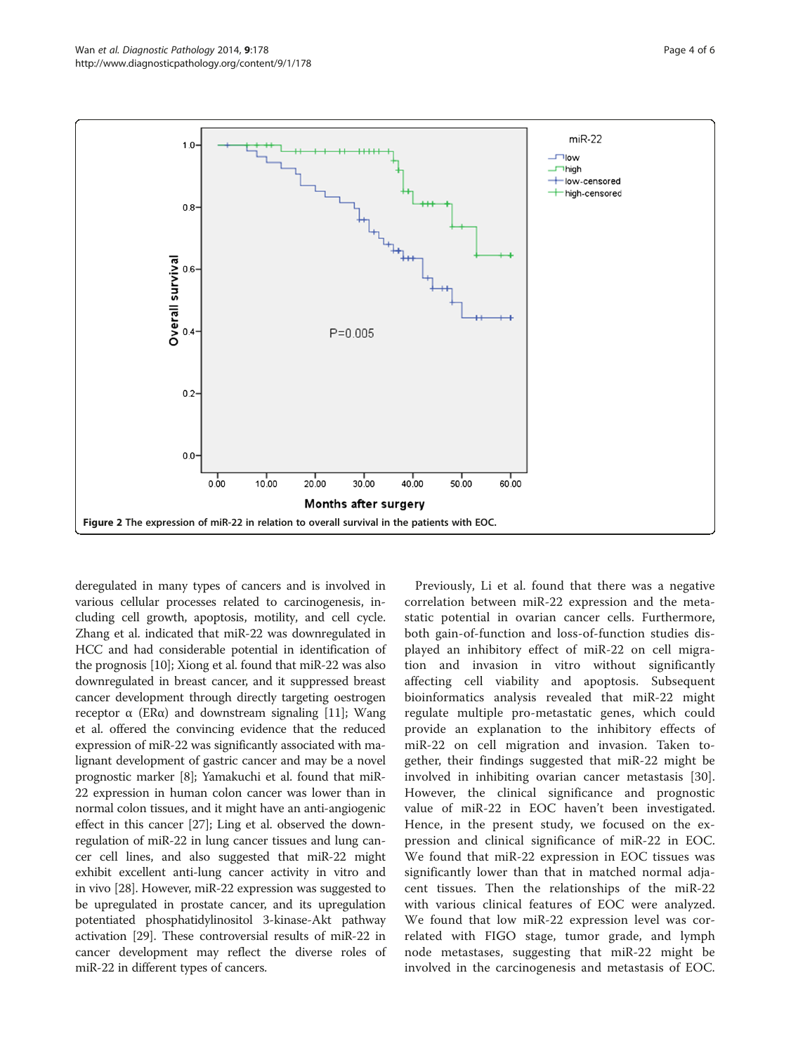Figure 2 The expression of miR-22 in relation to overall survival in the patients with EOC.

deregulated in many types of cancers and is involved in various cellular processes related to carcinogenesis, including cell growth, apoptosis, motility, and cell cycle. Zhang et al. indicated that miR-22 was downregulated in HCC and had considerable potential in identification of the prognosis [10]; Xiong et al. found that miR-22 was also downregulated in breast cancer, and it suppressed breast cancer development through directly targeting oestrogen receptor α (ERα) and downstream signaling [11]; Wang et al. offered the convincing evidence that the reduced expression of miR-22 was significantly associated with malignant development of gastric cancer and may be a novel prognostic marker [8]; Yamakuchi et al. found that miR-22 expression in human colon cancer was lower than in normal colon tissues, and it might have an anti-angiogenic effect in this cancer [27]; Ling et al. observed the downregulation of miR-22 in lung cancer tissues and lung cancer cell lines, and also suggested that miR-22 might exhibit excellent anti-lung cancer activity in vitro and in vivo [28]. However, miR-22 expression was suggested to be upregulated in prostate cancer, and its upregulation potentiated phosphatidylinositol 3-kinase-Akt pathway activation [29]. These controversial results of miR-22 in cancer development may reflect the diverse roles of miR-22 in different types of cancers.

Previously, Li et al. found that there was a negative correlation between miR-22 expression and the metastatic potential in ovarian cancer cells. Furthermore, both gain-of-function and loss-of-function studies displayed an inhibitory effect of miR-22 on cell migration and invasion in vitro without significantly affecting cell viability and apoptosis. Subsequent bioinformatics analysis revealed that miR-22 might regulate multiple pro-metastatic genes, which could provide an explanation to the inhibitory effects of miR-22 on cell migration and invasion. Taken together, their findings suggested that miR-22 might be involved in inhibiting ovarian cancer metastasis [30]. However, the clinical significance and prognostic value of miR-22 in EOC haven't been investigated. Hence, in the present study, we focused on the expression and clinical significance of miR-22 in EOC. We found that miR-22 expression in EOC tissues was significantly lower than that in matched normal adjacent tissues. Then the relationships of the miR-22 with various clinical features of EOC were analyzed. We found that low miR-22 expression level was correlated with FIGO stage, tumor grade, and lymph node metastases, suggesting that miR-22 might be involved in the carcinogenesis and metastasis of EOC.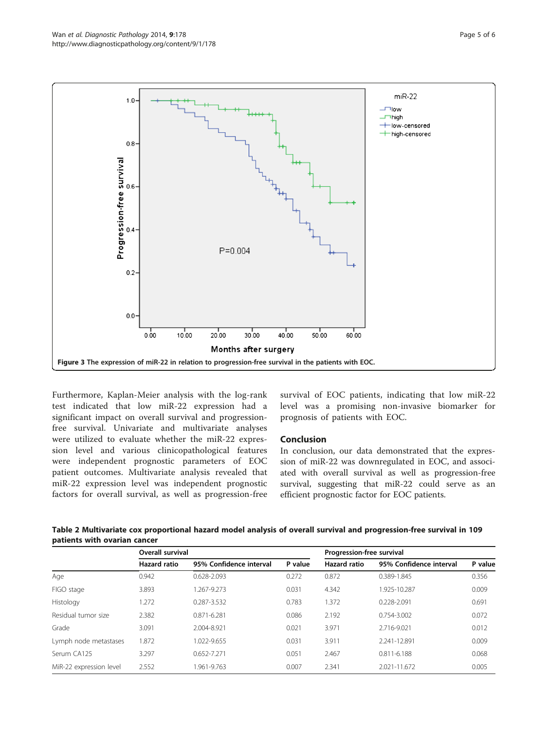Figure 3 The expression of miR-22 in relation to progression-free survival in the patients with EOC.

Furthermore, Kaplan-Meier analysis with the log-rank test indicated that low miR-22 expression had a significant impact on overall survival and progression-free survival. Univariate and multivariate analyses were utilized to evaluate whether the miR-22 expression level and various clinicopathological features were independent prognostic parameters of EOC patient outcomes. Multivariate analysis revealed that miR-22 expression level was independent prognostic factors for overall survival, as well as progression-free survival of EOC patients, indicating that low miR-22 level was a promising non-invasive biomarker for prognosis of patients with EOC.

## Conclusion

In conclusion, our data demonstrated that the expression of miR-22 was downregulated in EOC, and associated with overall survival as well as progression-free survival, suggesting that miR-22 could serve as an efficient prognostic factor for EOC patients.

**Table 2 Multivariate cox proportional hazard model analysis of overall survival and progression-free survival in 109 patients with ovarian cancer**

| | Overall survival | | | Progression-free survival | | |
|---|---|---|---|---|---|---|
| | Hazard ratio | 95% Confidence interval | P value | Hazard ratio | 95% Confidence interval | P value |
| Age | 0.942 | 0.628-2.093 | 0.272 | 0.872 | 0.389-1.845 | 0.356 |
| FIGO stage | 3.893 | 1.267-9.273 | 0.031 | 4.342 | 1.925-10.287 | 0.009 |
| Histology | 1.272 | 0.287-3.532 | 0.783 | 1.372 | 0.228-2.091 | 0.691 |
| Residual tumor size | 2.382 | 0.871-6.281 | 0.086 | 2.192 | 0.754-3.002 | 0.072 |
| Grade | 3.091 | 2.004-8.921 | 0.021 | 3.971 | 2.716-9.021 | 0.012 |
| Lymph node metastases | 1.872 | 1.022-9.655 | 0.031 | 3.911 | 2.241-12.891 | 0.009 |
| Serum CA125 | 3.297 | 0.652-7.271 | 0.051 | 2.467 | 0.811-6.188 | 0.068 |
| MiR-22 expression level | 2.552 | 1.961-9.763 | 0.007 | 2.341 | 2.021-11.672 | 0.005 |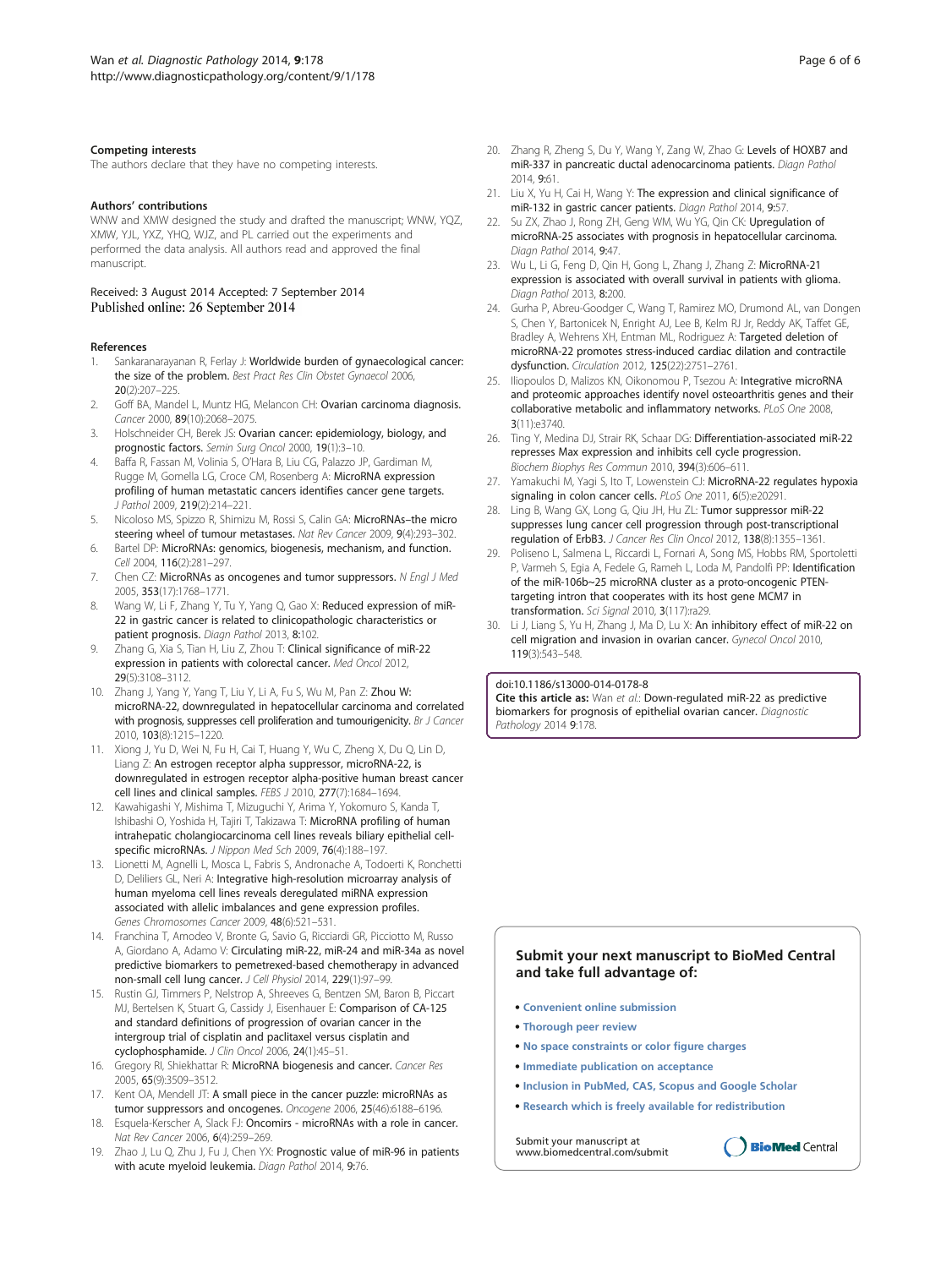### Competing interests

The authors declare that they have no competing interests.

### Authors' contributions

WNW and XMW designed the study and drafted the manuscript; WNW, YQZ, XMW, YJL, YXZ, YHQ, WJZ, and PL carried out the experiments and performed the data analysis. All authors read and approved the final manuscript.

Received: 3 August 2014 Accepted: 7 September 2014
Published online: 26 September 2014

### References

1. Sankaranarayanan R, Ferlay J: **Worldwide burden of gynaecological cancer: the size of the problem.** *Best Pract Res Clin Obstet Gynaecol* 2006, **20**(2):207–225.
2. Goff BA, Mandel L, Muntz HG, Melancon CH: **Ovarian carcinoma diagnosis.** *Cancer* 2000, **89**(10):2068–2075.
3. Holschneider CH, Berek JS: **Ovarian cancer: epidemiology, biology, and prognostic factors.** *Semin Surg Oncol* 2000, **19**(1):3–10.
4. Baffa R, Fassan M, Volinia S, O'Hara B, Liu CG, Palazzo JP, Gardiman M, Rugge M, Gomella LG, Croce CM, Rosenberg A: **MicroRNA expression profiling of human metastatic cancers identifies cancer gene targets.** *J Pathol* 2009, **219**(2):214–221.
5. Nicoloso MS, Spizzo R, Shimizu M, Rossi S, Calin GA: **MicroRNAs–the micro steering wheel of tumour metastases.** *Nat Rev Cancer* 2009, **9**(4):293–302.
6. Bartel DP: **MicroRNAs: genomics, biogenesis, mechanism, and function.** *Cell* 2004, **116**(2):281–297.
7. Chen CZ: **MicroRNAs as oncogenes and tumor suppressors.** *N Engl J Med* 2005, **353**(17):1768–1771.
8. Wang W, Li F, Zhang Y, Tu Y, Yang Q, Gao X: **Reduced expression of miR-22 in gastric cancer is related to clinicopathologic characteristics or patient prognosis.** *Diagn Pathol* 2013, **8**:102.
9. Zhang G, Xia S, Tian H, Liu Z, Zhou T: **Clinical significance of miR-22 expression in patients with colorectal cancer.** *Med Oncol* 2012, **29**(5):3108–3112.
10. Zhang J, Yang Y, Yang T, Liu Y, Li A, Fu S, Wu M, Pan Z: **Zhou W: microRNA-22, downregulated in hepatocellular carcinoma and correlated with prognosis, suppresses cell proliferation and tumourigenicity.** *Br J Cancer* 2010, **103**(8):1215–1220.
11. Xiong J, Yu D, Wei N, Fu H, Cai T, Huang Y, Wu C, Zheng X, Du Q, Lin D, Liang Z: **An estrogen receptor alpha suppressor, microRNA-22, is downregulated in estrogen receptor alpha-positive human breast cancer cell lines and clinical samples.** *FEBS J* 2010, **277**(7):1684–1694.
12. Kawahigashi Y, Mishima T, Mizuguchi Y, Arima Y, Yokomuro S, Kanda T, Ishibashi O, Yoshida H, Tajiri T, Takizawa T: **MicroRNA profiling of human intrahepatic cholangiocarcinoma cell lines reveals biliary epithelial cell-specific microRNAs.** *J Nippon Med Sch* 2009, **76**(4):188–197.
13. Lionetti M, Agnelli L, Mosca L, Fabris S, Andronache A, Todoerti K, Ronchetti D, Deliliers GL, Neri A: **Integrative high-resolution microarray analysis of human myeloma cell lines reveals deregulated miRNA expression associated with allelic imbalances and gene expression profiles.** *Genes Chromosomes Cancer* 2009, **48**(6):521–531.
14. Franchina T, Amodeo V, Bronte G, Savio G, Ricciardi GR, Picciotto M, Russo A, Giordano A, Adamo V: **Circulating miR-22, miR-24 and miR-34a as novel predictive biomarkers to pemetrexed-based chemotherapy in advanced non-small cell lung cancer.** *J Cell Physiol* 2014, **229**(1):97–99.
15. Rustin GJ, Timmers P, Nelstrop A, Shreeves G, Bentzen SM, Baron B, Piccart MJ, Bertelsen K, Stuart G, Cassidy J, Eisenhauer E: **Comparison of CA-125 and standard definitions of progression of ovarian cancer in the intergroup trial of cisplatin and paclitaxel versus cisplatin and cyclophosphamide.** *J Clin Oncol* 2006, **24**(1):45–51.
16. Gregory RI, Shiekhattar R: **MicroRNA biogenesis and cancer.** *Cancer Res* 2005, **65**(9):3509–3512.
17. Kent OA, Mendell JT: **A small piece in the cancer puzzle: microRNAs as tumor suppressors and oncogenes.** *Oncogene* 2006, **25**(46):6188–6196.
18. Esquela-Kerscher A, Slack FJ: **Oncomirs - microRNAs with a role in cancer.** *Nat Rev Cancer* 2006, **6**(4):259–269.
19. Zhao J, Lu Q, Zhu J, Fu J, Chen YX: **Prognostic value of miR-96 in patients with acute myeloid leukemia.** *Diagn Pathol* 2014, **9**:76.
20. Zhang R, Zheng S, Du Y, Wang Y, Zang W, Zhao G: **Levels of HOXB7 and miR-337 in pancreatic ductal adenocarcinoma patients.** *Diagn Pathol* 2014, **9**:61.
21. Liu X, Yu H, Cai H, Wang Y: **The expression and clinical significance of miR-132 in gastric cancer patients.** *Diagn Pathol* 2014, **9**:57.
22. Su ZX, Zhao J, Rong ZH, Geng WM, Wu YG, Qin CK: **Upregulation of microRNA-25 associates with prognosis in hepatocellular carcinoma.** *Diagn Pathol* 2014, **9**:47.
23. Wu L, Li G, Feng D, Qin H, Gong L, Zhang J, Zhang Z: **MicroRNA-21 expression is associated with overall survival in patients with glioma.** *Diagn Pathol* 2013, **8**:200.
24. Gurha P, Abreu-Goodger C, Wang T, Ramirez MO, Drumond AL, van Dongen S, Chen Y, Bartonicek N, Enright AJ, Lee B, Kelm RJ Jr, Reddy AK, Taffet GE, Bradley A, Wehrens XH, Entman ML, Rodriguez A: **Targeted deletion of microRNA-22 promotes stress-induced cardiac dilation and contractile dysfunction.** *Circulation* 2012, **125**(22):2751–2761.
25. Iliopoulos D, Malizos KN, Oikonomou P, Tsezou A: **Integrative microRNA and proteomic approaches identify novel osteoarthritis genes and their collaborative metabolic and inflammatory networks.** *PLoS One* 2008, **3**(11):e3740.
26. Ting Y, Medina DJ, Strair RK, Schaar DG: **Differentiation-associated miR-22 represses Max expression and inhibits cell cycle progression.** *Biochem Biophys Res Commun* 2010, **394**(3):606–611.
27. Yamakuchi M, Yagi S, Ito T, Lowenstein CJ: **MicroRNA-22 regulates hypoxia signaling in colon cancer cells.** *PLoS One* 2011, **6**(5):e20291.
28. Ling B, Wang GX, Long G, Qiu JH, Hu ZL: **Tumor suppressor miR-22 suppresses lung cancer cell progression through post-transcriptional regulation of ErbB3.** *J Cancer Res Clin Oncol* 2012, **138**(8):1355–1361.
29. Poliseno L, Salmena L, Riccardi L, Fornari A, Song MS, Hobbs RM, Sportoletti P, Varmeh S, Egia A, Fedele G, Rameh L, Loda M, Pandolfi PP: **Identification of the miR-106b~25 microRNA cluster as a proto-oncogenic PTEN-targeting intron that cooperates with its host gene MCM7 in transformation.** *Sci Signal* 2010, **3**(117):ra29.
30. Li J, Liang S, Yu H, Zhang J, Ma D, Lu X: **An inhibitory effect of miR-22 on cell migration and invasion in ovarian cancer.** *Gynecol Oncol* 2010, **119**(3):543–548.

doi:10.1186/s13000-014-0178-8
**Cite this article as:** Wan *et al.*: Down-regulated miR-22 as predictive biomarkers for prognosis of epithelial ovarian cancer. *Diagnostic Pathology* 2014 **9**:178.

**Submit your next manuscript to BioMed Central and take full advantage of:**

- Convenient online submission
- Thorough peer review
- No space constraints or color figure charges
- Immediate publication on acceptance
- Inclusion in PubMed, CAS, Scopus and Google Scholar
- Research which is freely available for redistribution

Submit your manuscript at
www.biomedcentral.com/submit

BioMed Central